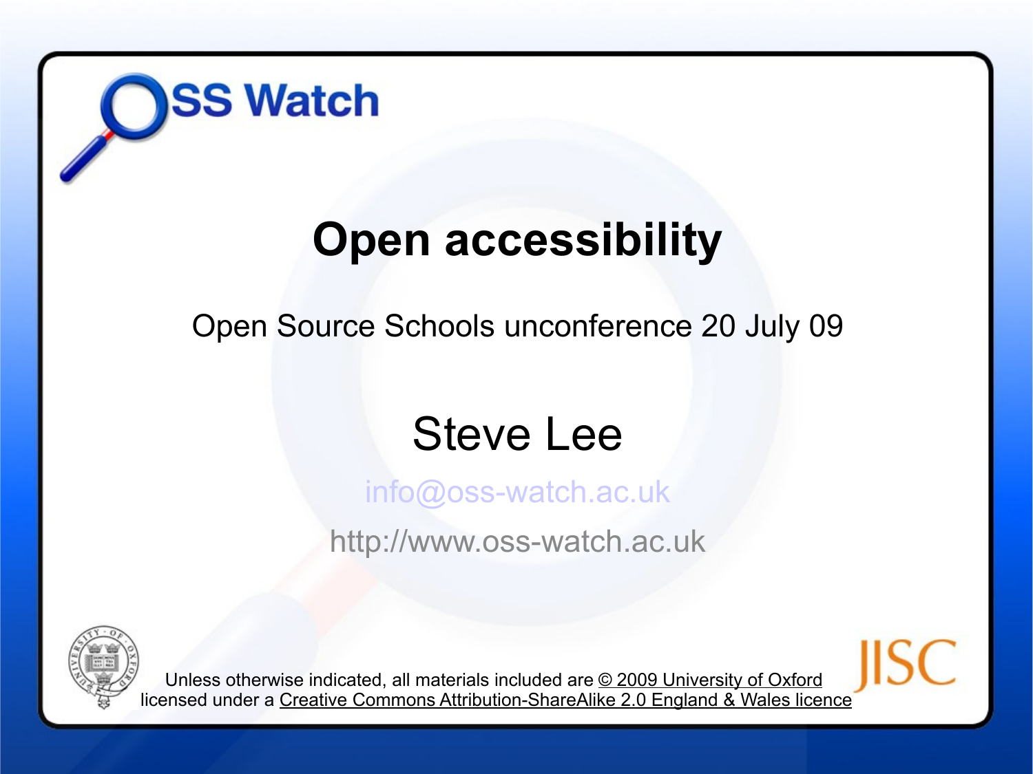OSS Watch

# Open accessibility

Open Source Schools unconference 20 July 09

## Steve Lee

info@oss-watch.ac.uk

http://www.oss-watch.ac.uk

Unless otherwise indicated, all materials included are © 2009 University of Oxford licensed under a Creative Commons Attribution-ShareAlike 2.0 England & Wales licence

JISC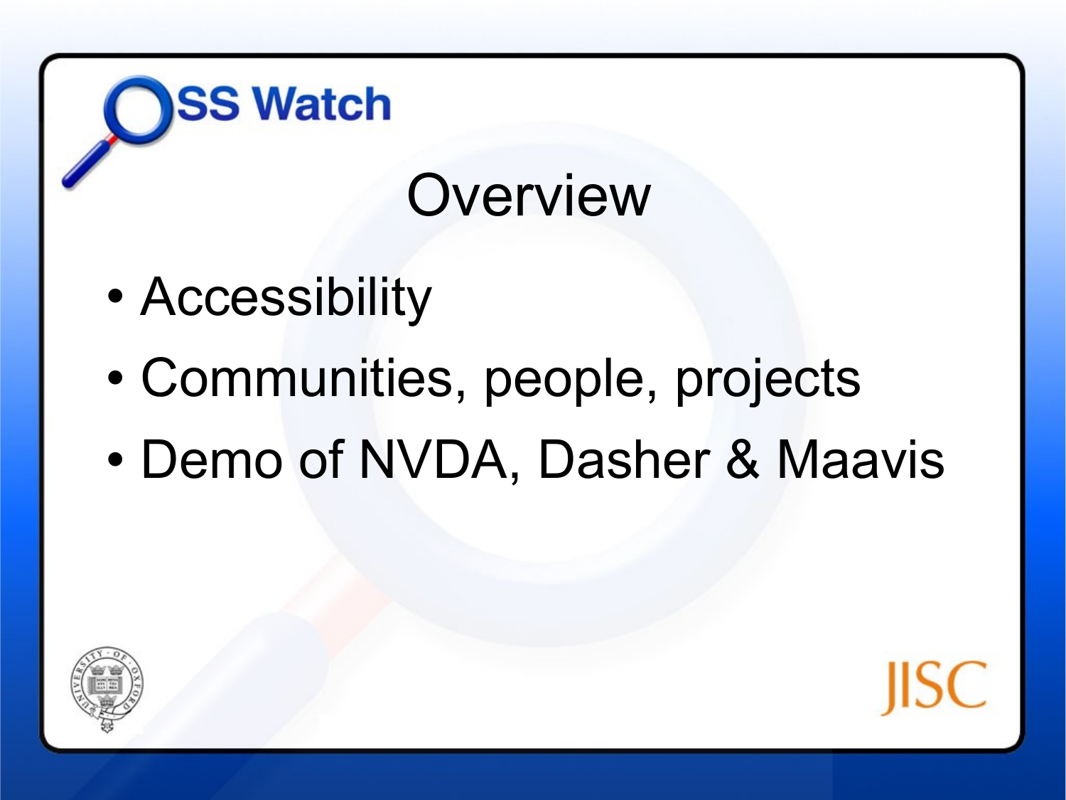# Overview

- Accessibility
- Communities, people, projects
- Demo of NVDA, Dasher & Maavis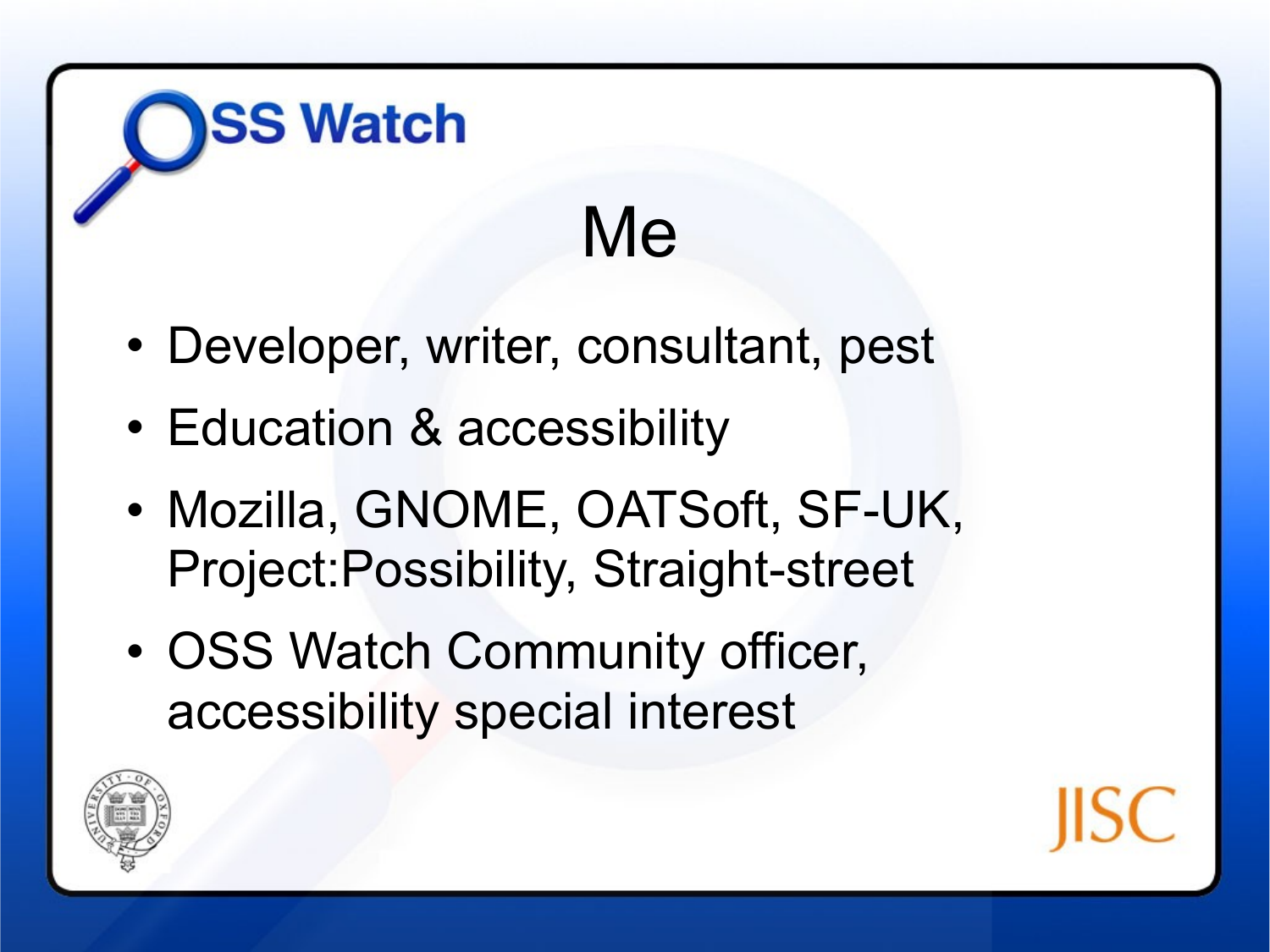# Me

- Developer, writer, consultant, pest
- Education & accessibility
- Mozilla, GNOME, OATSoft, SF-UK, Project:Possibility, Straight-street
- OSS Watch Community officer, accessibility special interest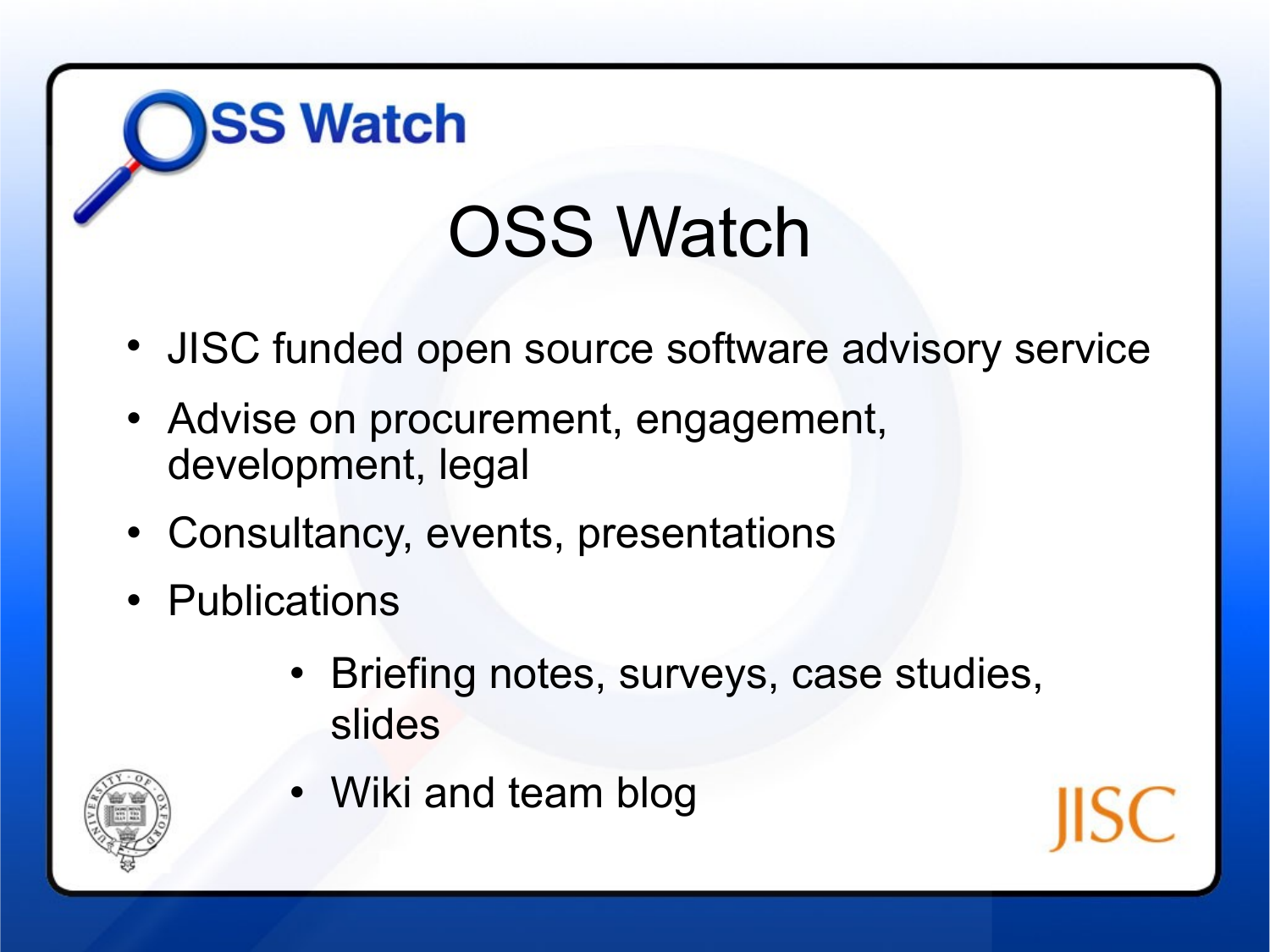# OSS Watch

- JISC funded open source software advisory service
- Advise on procurement, engagement, development, legal
- Consultancy, events, presentations
- Publications
  - Briefing notes, surveys, case studies, slides
  - Wiki and team blog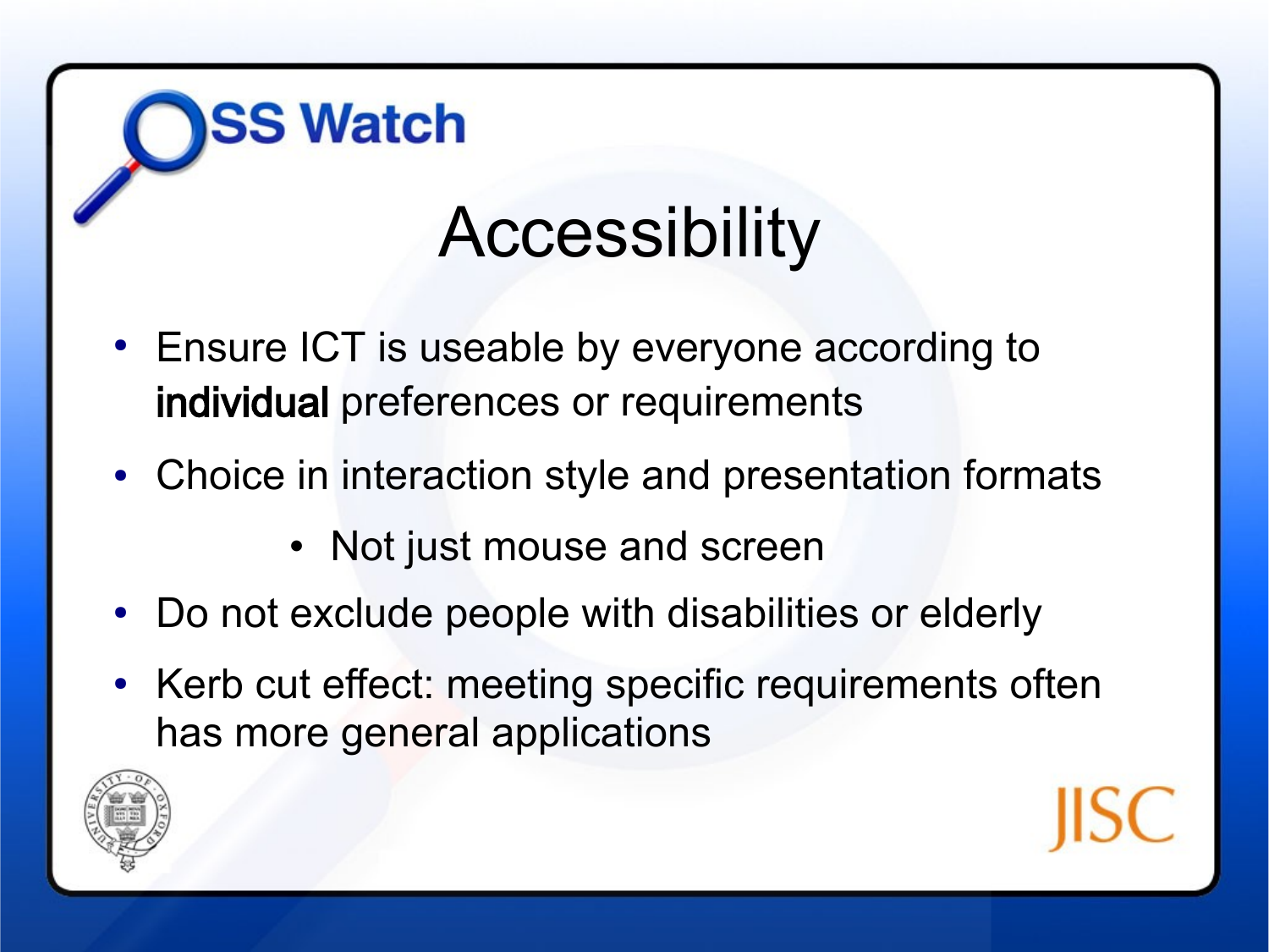# Accessibility

- Ensure ICT is useable by everyone according to **individual** preferences or requirements
- Choice in interaction style and presentation formats
    - Not just mouse and screen
- Do not exclude people with disabilities or elderly
- Kerb cut effect: meeting specific requirements often has more general applications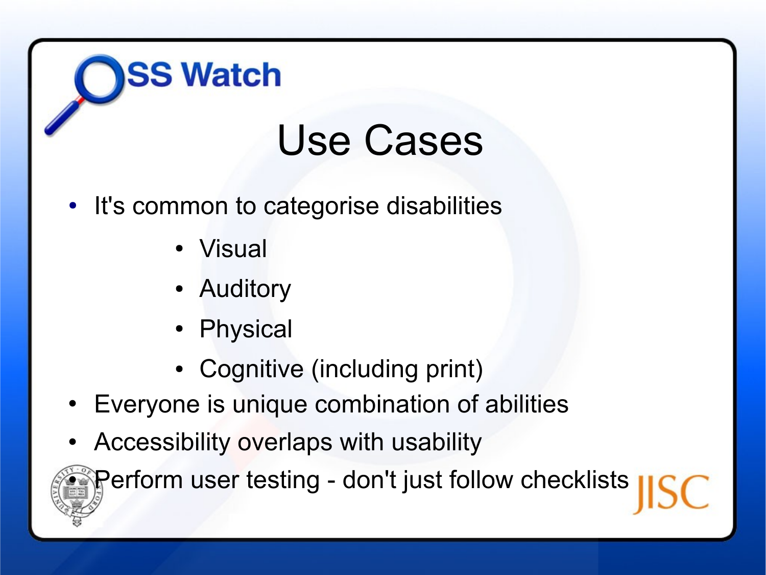# Use Cases

- It's common to categorise disabilities
  - Visual
  - Auditory
  - Physical
  - Cognitive (including print)
- Everyone is unique combination of abilities
- Accessibility overlaps with usability
- Perform user testing - don't just follow checklists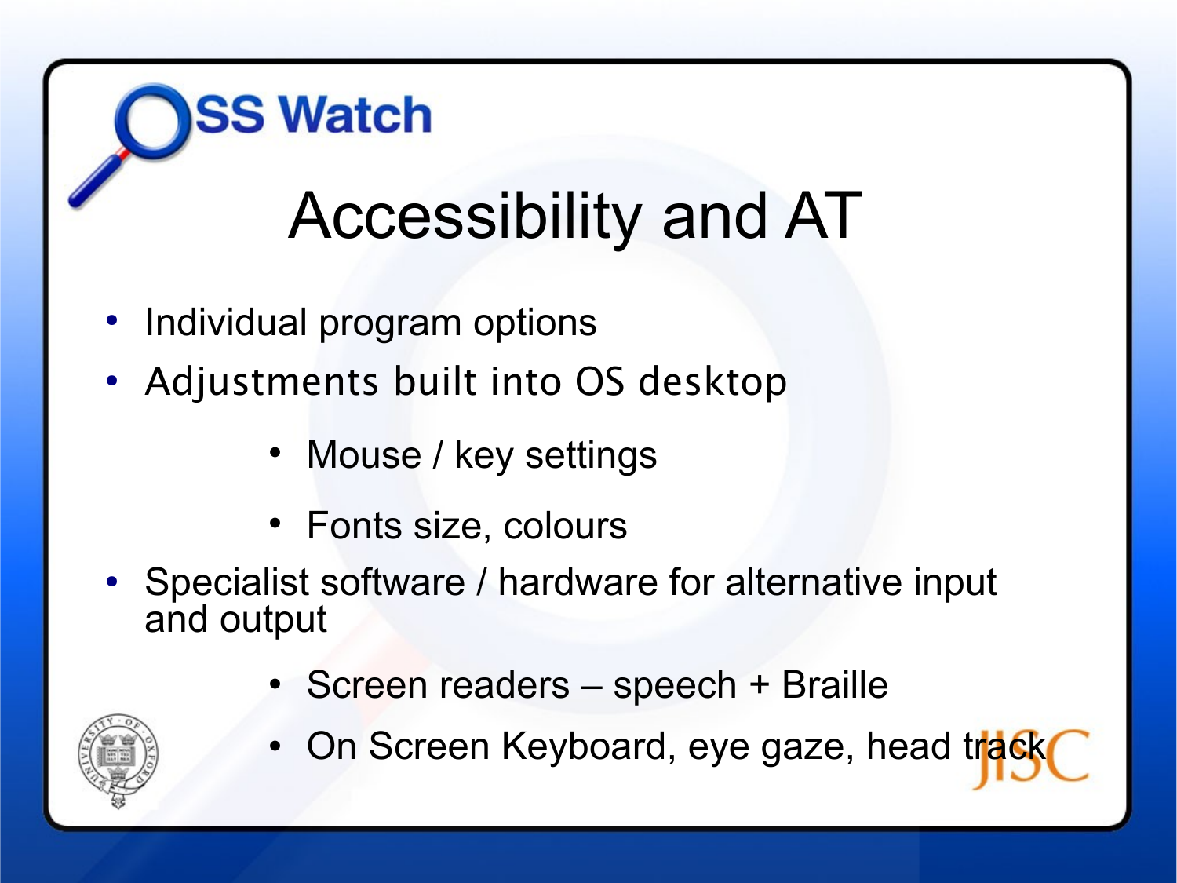# Accessibility and AT

- Individual program options
- Adjustments built into OS desktop
  - Mouse / key settings
  - Fonts size, colours
- Specialist software / hardware for alternative input and output
  - Screen readers – speech + Braille
  - On Screen Keyboard, eye gaze, head track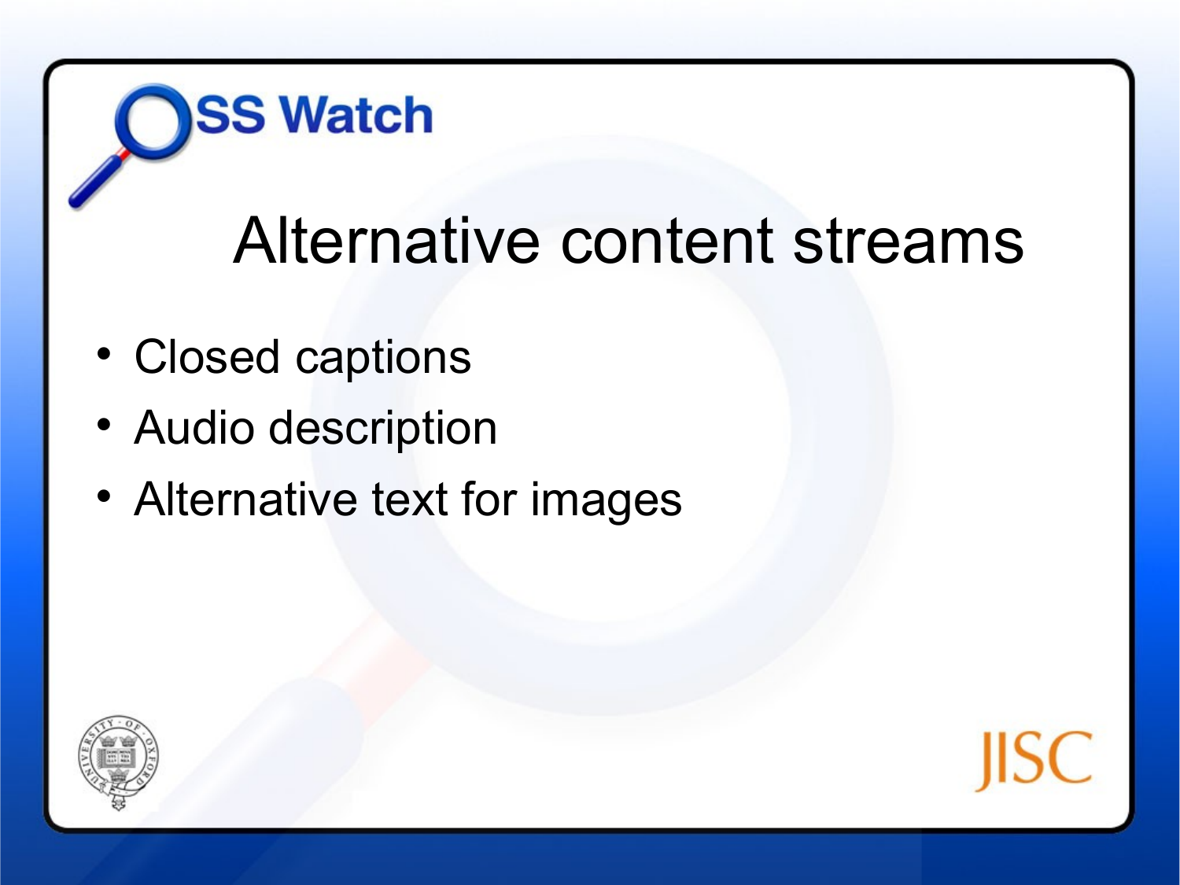# Alternative content streams

- Closed captions
- Audio description
- Alternative text for images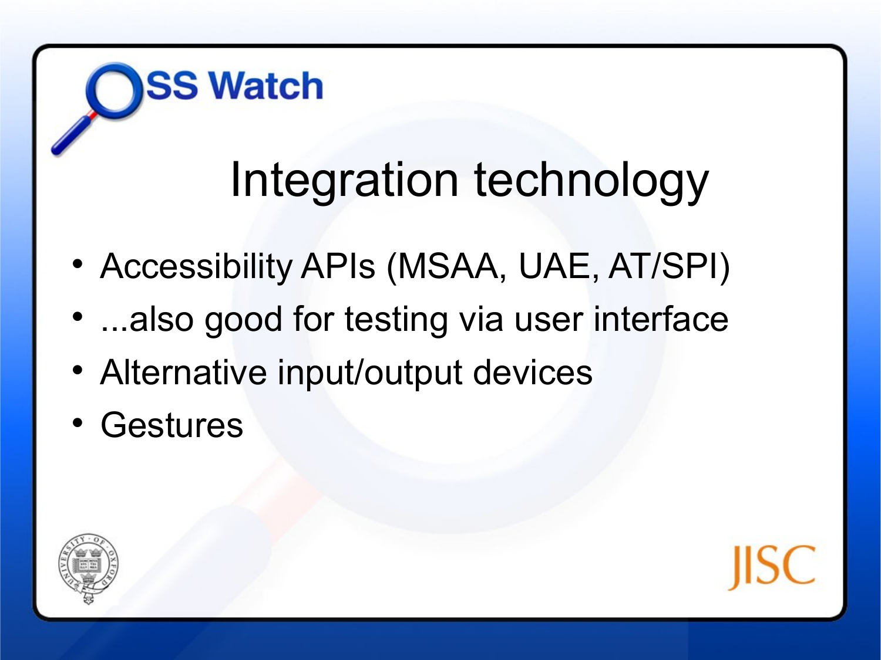# Integration technology

- Accessibility APIs (MSAA, UAE, AT/SPI)
- ...also good for testing via user interface
- Alternative input/output devices
- Gestures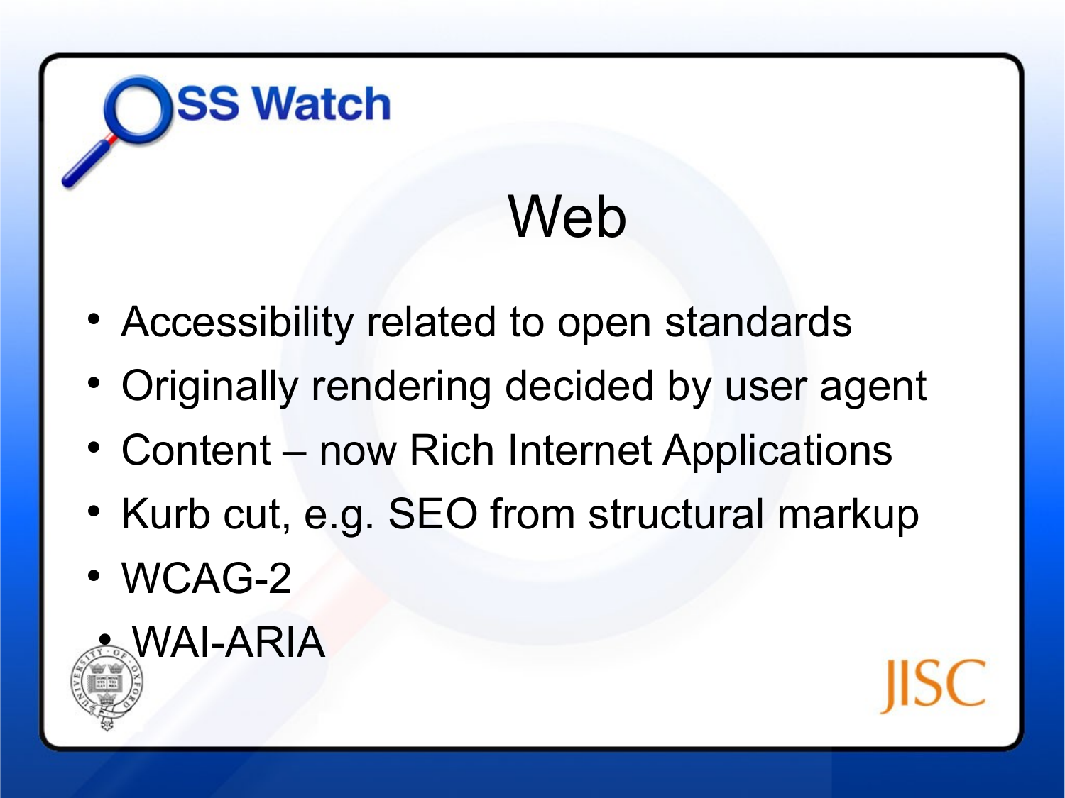# Web

- Accessibility related to open standards
- Originally rendering decided by user agent
- Content – now Rich Internet Applications
- Kurb cut, e.g. SEO from structural markup
- WCAG-2
- WAI-ARIA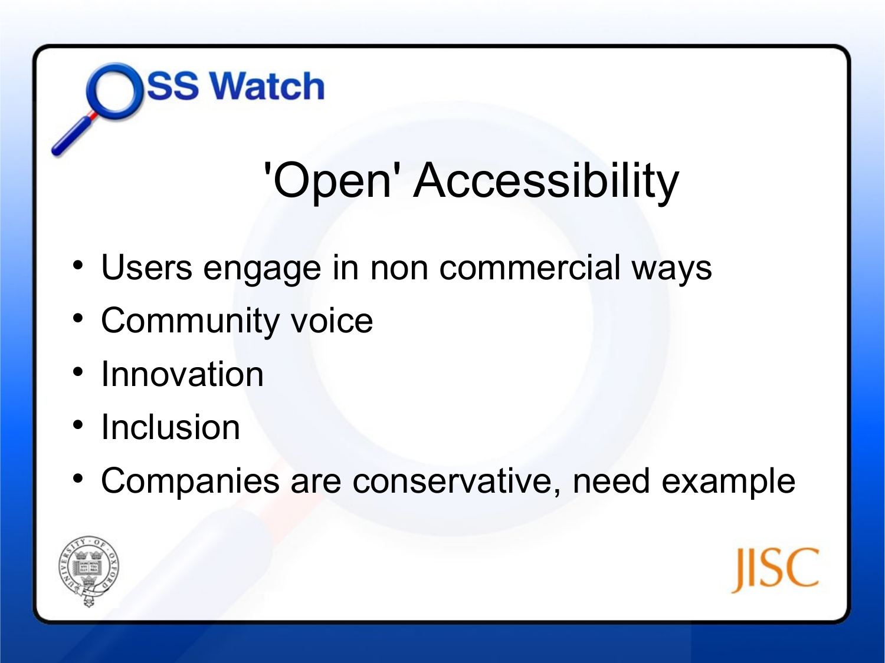# 'Open' Accessibility

- Users engage in non commercial ways
- Community voice
- Innovation
- Inclusion
- Companies are conservative, need example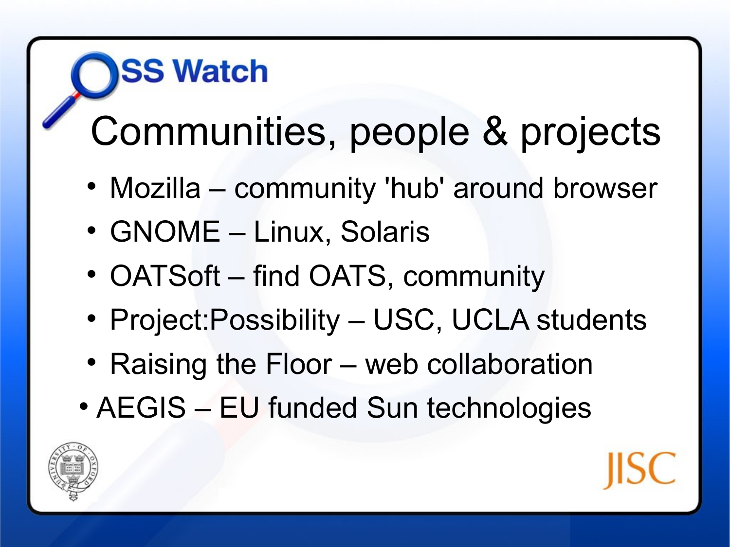# Communities, people & projects

- Mozilla – community 'hub' around browser
- GNOME – Linux, Solaris
- OATSoft – find OATS, community
- Project:Possibility – USC, UCLA students
- Raising the Floor – web collaboration
- AEGIS – EU funded Sun technologies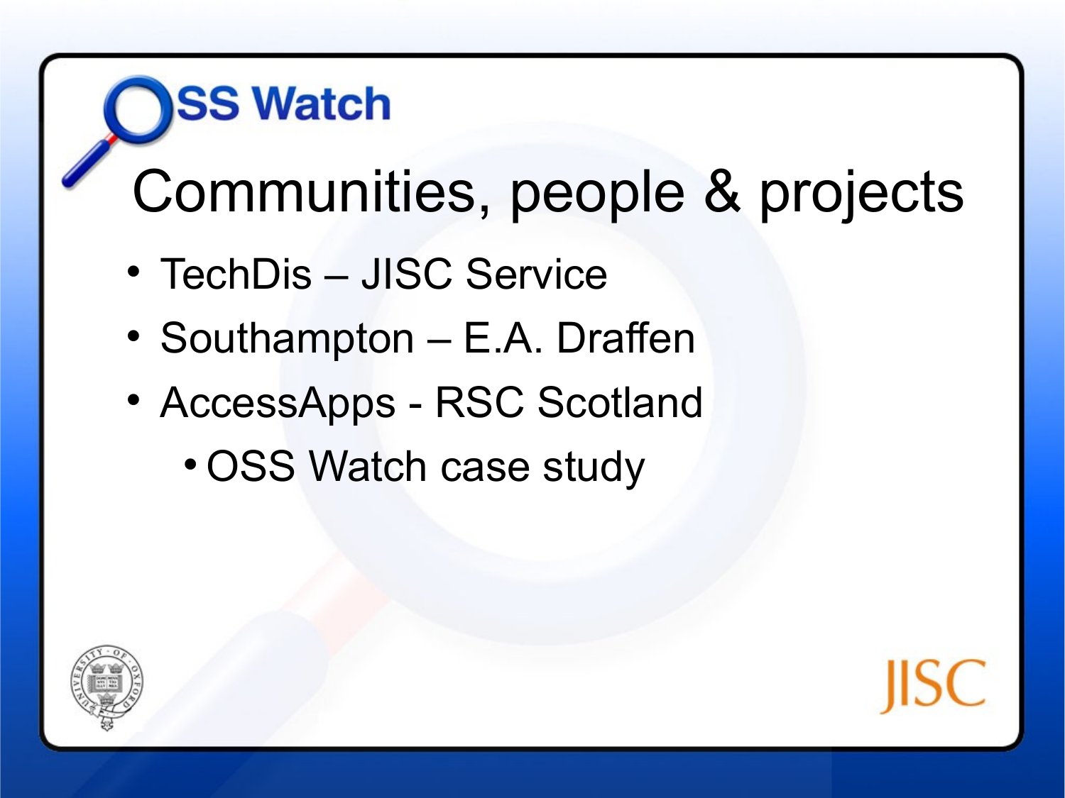# Communities, people & projects

- TechDis – JISC Service
- Southampton – E.A. Draffen
- AccessApps - RSC Scotland
  - OSS Watch case study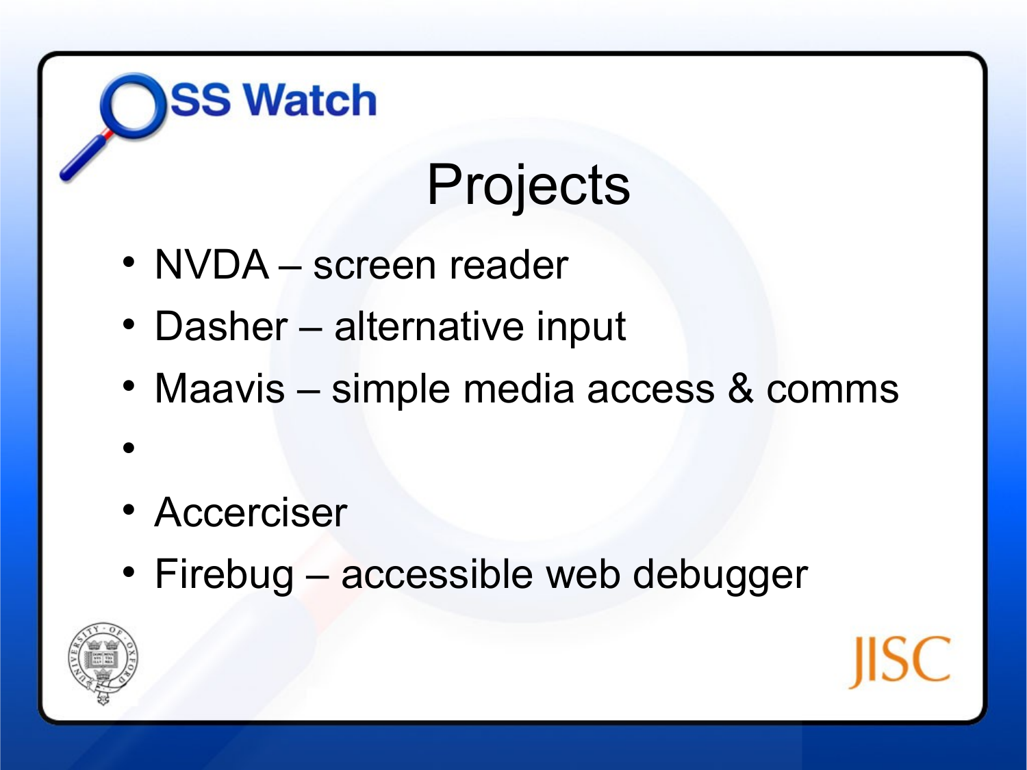# Projects

- NVDA – screen reader
- Dasher – alternative input
- Maavis – simple media access & comms
-
- Accerciser
- Firebug – accessible web debugger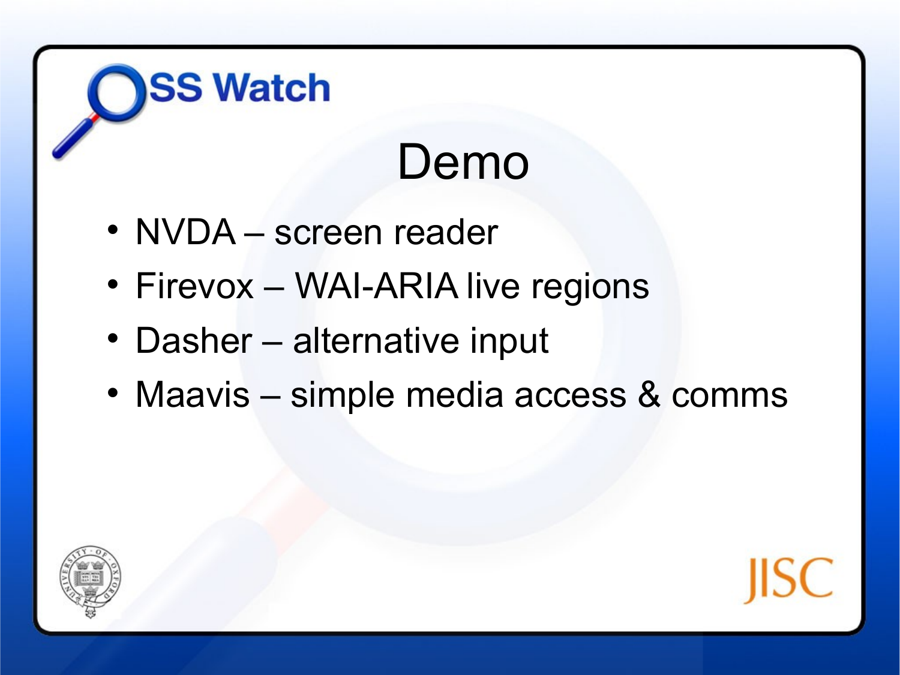# Demo

- NVDA – screen reader
- Firevox – WAI-ARIA live regions
- Dasher – alternative input
- Maavis – simple media access & comms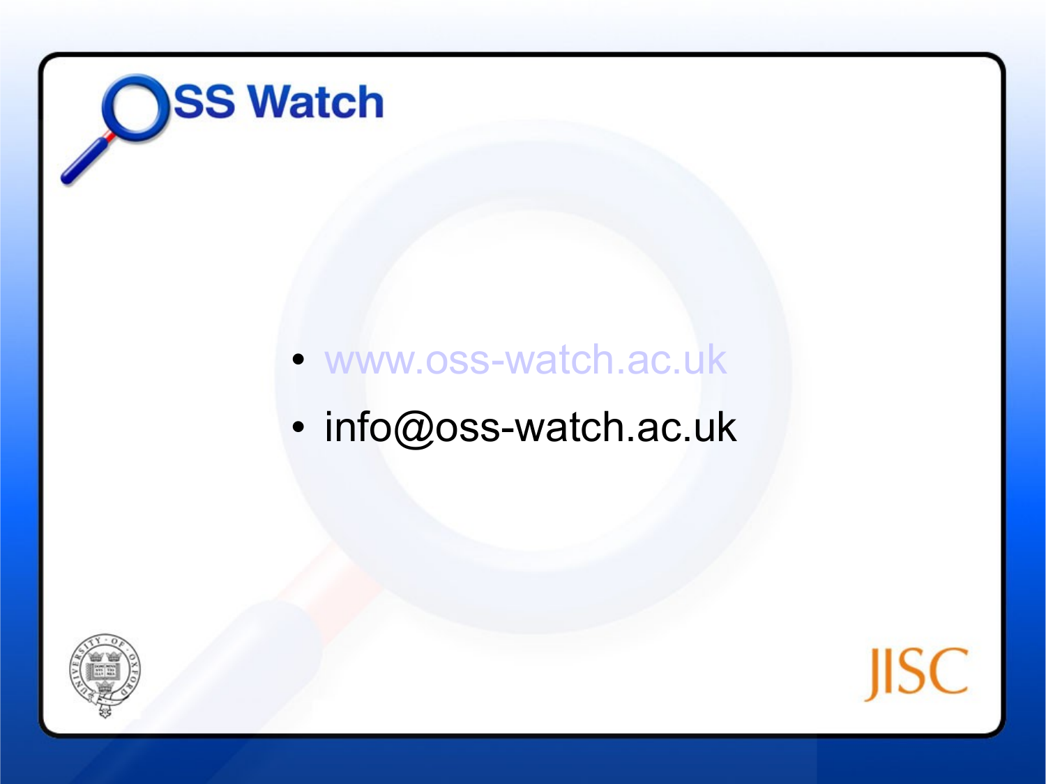- www.oss-watch.ac.uk
- info@oss-watch.ac.uk